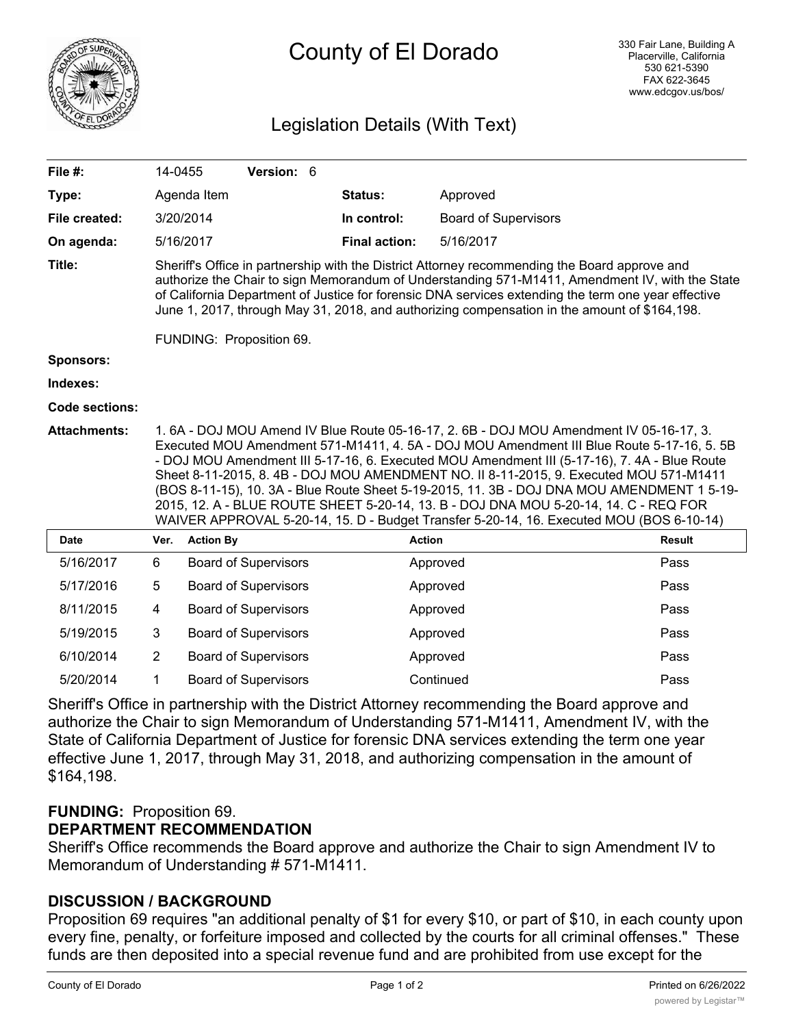# County of El Dorado

330 Fair Lane, Building A
Placerville, California
530 621-5390
FAX 622-3645
www.edcgov.us/bos/

## Legislation Details (With Text)

| | | | |
|---|---|---|---|
| **File #:** | 14-0455 **Version:** 6 | | |
| **Type:** | Agenda Item | **Status:** | Approved |
| **File created:** | 3/20/2014 | **In control:** | Board of Supervisors |
| **On agenda:** | 5/16/2017 | **Final action:** | 5/16/2017 |

**Title:** Sheriff's Office in partnership with the District Attorney recommending the Board approve and authorize the Chair to sign Memorandum of Understanding 571-M1411, Amendment IV, with the State of California Department of Justice for forensic DNA services extending the term one year effective June 1, 2017, through May 31, 2018, and authorizing compensation in the amount of $164,198.

FUNDING: Proposition 69.

**Sponsors:**

**Indexes:**

**Code sections:**

**Attachments:** 1. 6A - DOJ MOU Amend IV Blue Route 05-16-17, 2. 6B - DOJ MOU Amendment IV 05-16-17, 3. Executed MOU Amendment 571-M1411, 4. 5A - DOJ MOU Amendment III Blue Route 5-17-16, 5. 5B - DOJ MOU Amendment III 5-17-16, 6. Executed MOU Amendment III (5-17-16), 7. 4A - Blue Route Sheet 8-11-2015, 8. 4B - DOJ MOU AMENDMENT NO. II 8-11-2015, 9. Executed MOU 571-M1411 (BOS 8-11-15), 10. 3A - Blue Route Sheet 5-19-2015, 11. 3B - DOJ DNA MOU AMENDMENT 1 5-19-2015, 12. A - BLUE ROUTE SHEET 5-20-14, 13. B - DOJ DNA MOU 5-20-14, 14. C - REQ FOR WAIVER APPROVAL 5-20-14, 15. D - Budget Transfer 5-20-14, 16. Executed MOU (BOS 6-10-14)

| Date | Ver. | Action By | Action | Result |
|---|---|---|---|---|
| 5/16/2017 | 6 | Board of Supervisors | Approved | Pass |
| 5/17/2016 | 5 | Board of Supervisors | Approved | Pass |
| 8/11/2015 | 4 | Board of Supervisors | Approved | Pass |
| 5/19/2015 | 3 | Board of Supervisors | Approved | Pass |
| 6/10/2014 | 2 | Board of Supervisors | Approved | Pass |
| 5/20/2014 | 1 | Board of Supervisors | Continued | Pass |

Sheriff's Office in partnership with the District Attorney recommending the Board approve and authorize the Chair to sign Memorandum of Understanding 571-M1411, Amendment IV, with the State of California Department of Justice for forensic DNA services extending the term one year effective June 1, 2017, through May 31, 2018, and authorizing compensation in the amount of $164,198.

**FUNDING:** Proposition 69.

**DEPARTMENT RECOMMENDATION**

Sheriff's Office recommends the Board approve and authorize the Chair to sign Amendment IV to Memorandum of Understanding # 571-M1411.

**DISCUSSION / BACKGROUND**

Proposition 69 requires "an additional penalty of $1 for every $10, or part of $10, in each county upon every fine, penalty, or forfeiture imposed and collected by the courts for all criminal offenses." These funds are then deposited into a special revenue fund and are prohibited from use except for the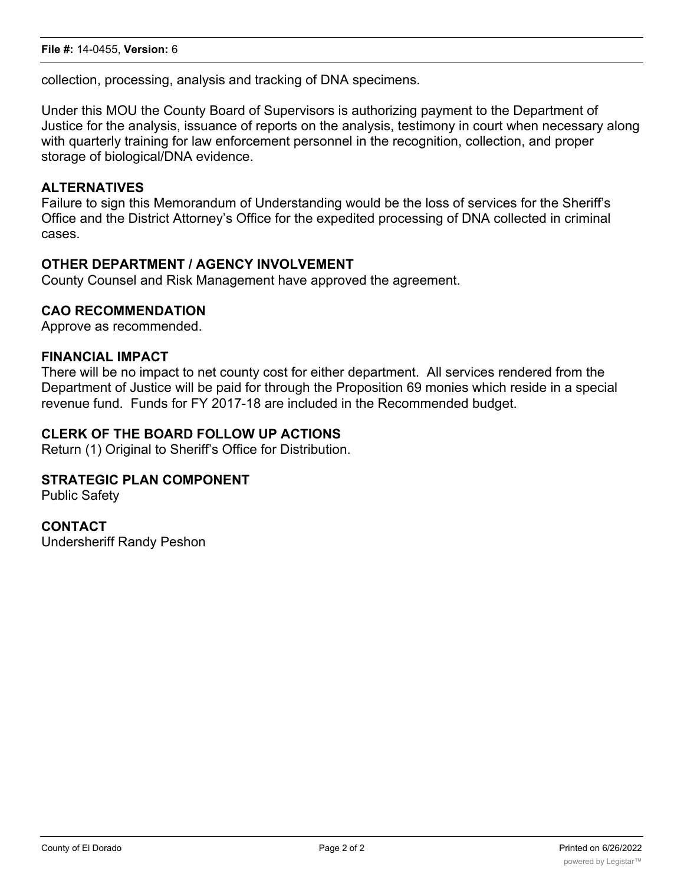collection, processing, analysis and tracking of DNA specimens.

Under this MOU the County Board of Supervisors is authorizing payment to the Department of Justice for the analysis, issuance of reports on the analysis, testimony in court when necessary along with quarterly training for law enforcement personnel in the recognition, collection, and proper storage of biological/DNA evidence.

## ALTERNATIVES

Failure to sign this Memorandum of Understanding would be the loss of services for the Sheriff's Office and the District Attorney's Office for the expedited processing of DNA collected in criminal cases.

## OTHER DEPARTMENT / AGENCY INVOLVEMENT

County Counsel and Risk Management have approved the agreement.

## CAO RECOMMENDATION

Approve as recommended.

## FINANCIAL IMPACT

There will be no impact to net county cost for either department. All services rendered from the Department of Justice will be paid for through the Proposition 69 monies which reside in a special revenue fund. Funds for FY 2017-18 are included in the Recommended budget.

## CLERK OF THE BOARD FOLLOW UP ACTIONS

Return (1) Original to Sheriff's Office for Distribution.

## STRATEGIC PLAN COMPONENT

Public Safety

## CONTACT

Undersheriff Randy Peshon